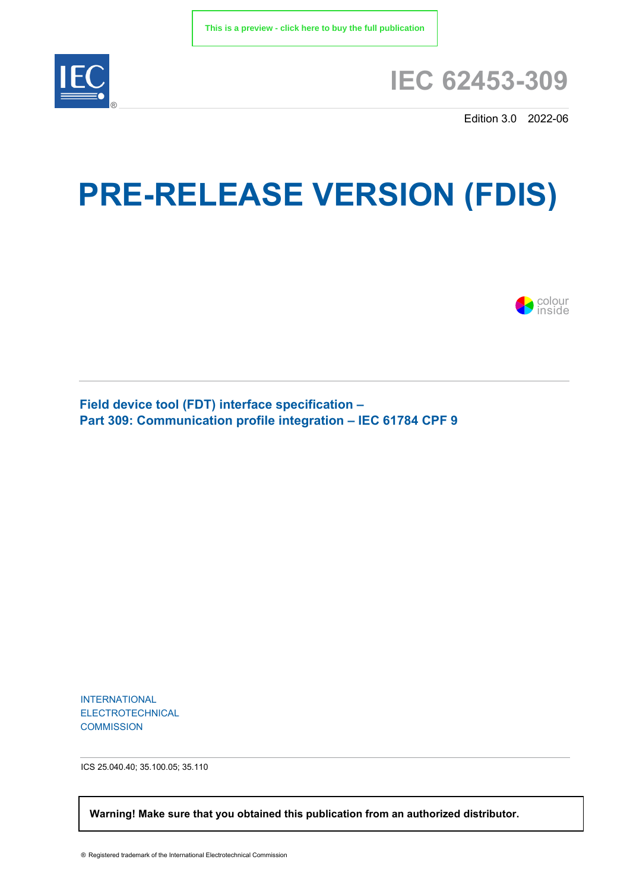This is a preview - click here to buy the full publication

# IEC 62453-309

Edition 3.0 2022-06

# PRE-RELEASE VERSION (FDIS)

colour inside

**Field device tool (FDT) interface specification –**
**Part 309: Communication profile integration – IEC 61784 CPF 9**

INTERNATIONAL
ELECTROTECHNICAL
COMMISSION

ICS 25.040.40; 35.100.05; 35.110

**Warning! Make sure that you obtained this publication from an authorized distributor.**

® Registered trademark of the International Electrotechnical Commission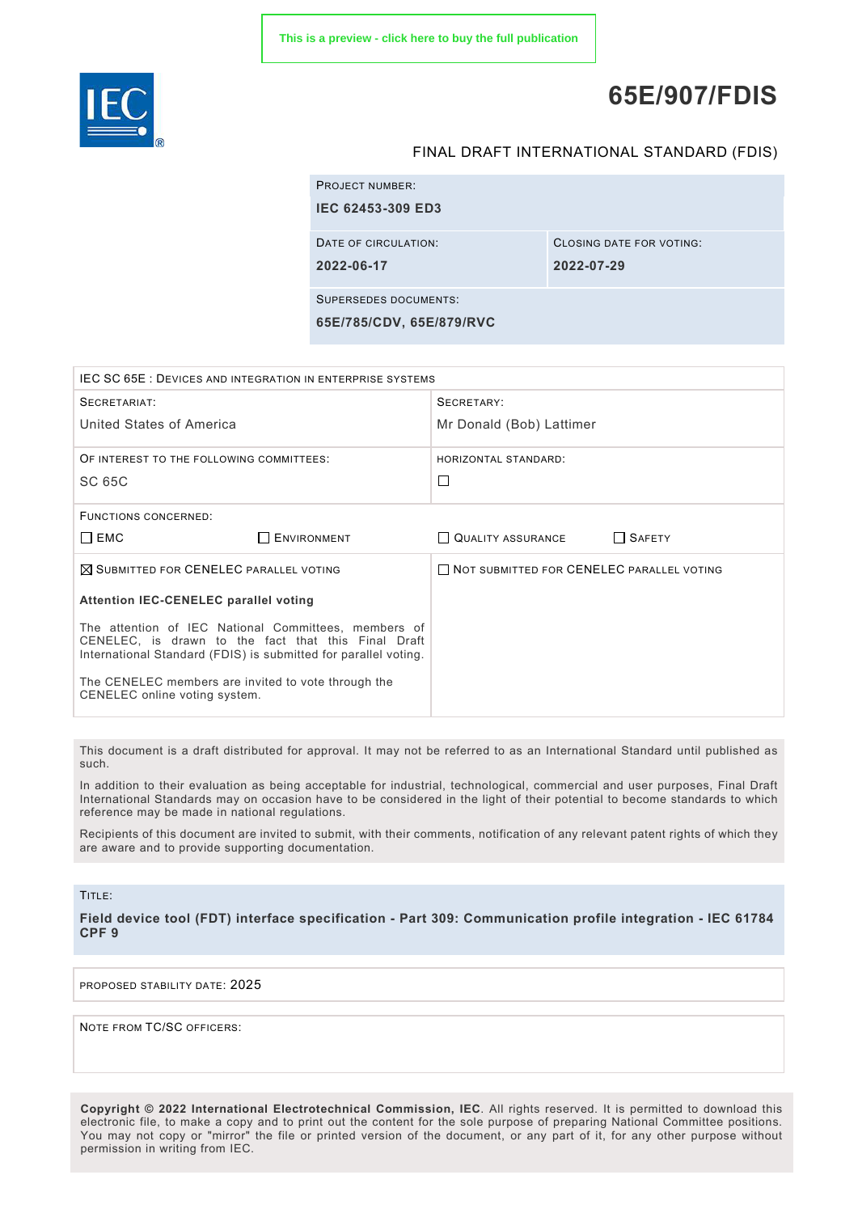This is a preview - click here to buy the full publication

# 65E/907/FDIS

FINAL DRAFT INTERNATIONAL STANDARD (FDIS)

| PROJECT NUMBER: | |
|---|---|
| **IEC 62453-309 ED3** | |
| DATE OF CIRCULATION: **2022-06-17** | CLOSING DATE FOR VOTING: **2022-07-29** |
| SUPERSEDES DOCUMENTS: **65E/785/CDV, 65E/879/RVC** | |

| IEC SC 65E : DEVICES AND INTEGRATION IN ENTERPRISE SYSTEMS | |
|---|---|
| SECRETARIAT: United States of America | SECRETARY: Mr Donald (Bob) Lattimer |
| OF INTEREST TO THE FOLLOWING COMMITTEES: SC 65C | HORIZONTAL STANDARD: ☐ |
| FUNCTIONS CONCERNED: ☐ EMC ☐ ENVIRONMENT | ☐ QUALITY ASSURANCE ☐ SAFETY |
| ☒ SUBMITTED FOR CENELEC PARALLEL VOTING<br><br>**Attention IEC-CENELEC parallel voting**<br><br>The attention of IEC National Committees, members of CENELEC, is drawn to the fact that this Final Draft International Standard (FDIS) is submitted for parallel voting.<br><br>The CENELEC members are invited to vote through the CENELEC online voting system. | ☐ NOT SUBMITTED FOR CENELEC PARALLEL VOTING |

This document is a draft distributed for approval. It may not be referred to as an International Standard until published as such.

In addition to their evaluation as being acceptable for industrial, technological, commercial and user purposes, Final Draft International Standards may on occasion have to be considered in the light of their potential to become standards to which reference may be made in national regulations.

Recipients of this document are invited to submit, with their comments, notification of any relevant patent rights of which they are aware and to provide supporting documentation.

TITLE:

**Field device tool (FDT) interface specification - Part 309: Communication profile integration - IEC 61784 CPF 9**

PROPOSED STABILITY DATE: 2025

NOTE FROM TC/SC OFFICERS:

**Copyright © 2022 International Electrotechnical Commission, IEC**. All rights reserved. It is permitted to download this electronic file, to make a copy and to print out the content for the sole purpose of preparing National Committee positions. You may not copy or "mirror" the file or printed version of the document, or any part of it, for any other purpose without permission in writing from IEC.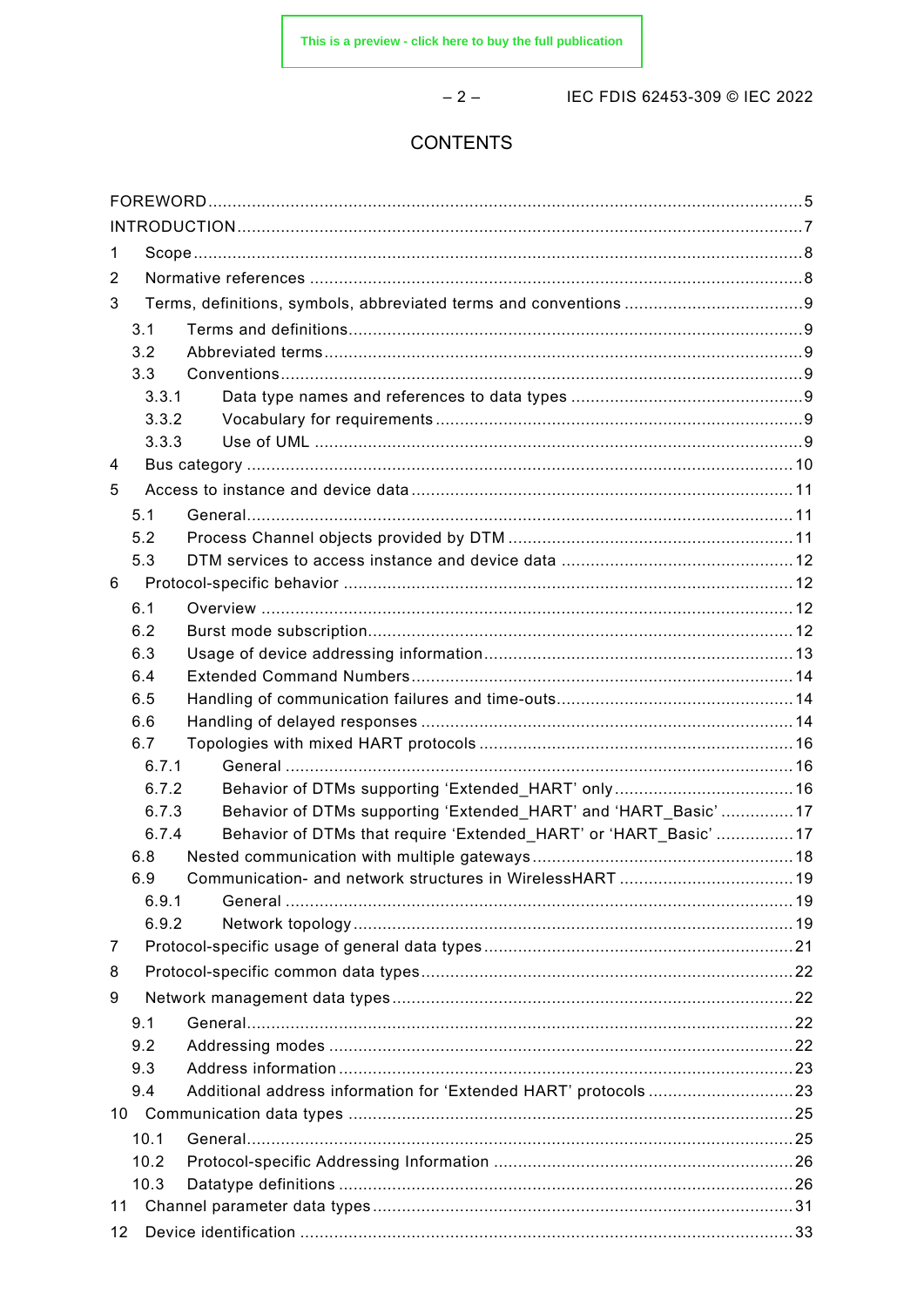# CONTENTS

FOREWORD .......................................................................................................................... 5
INTRODUCTION .................................................................................................................... 7
1 Scope ............................................................................................................................. 8
2 Normative references ..................................................................................................... 8
3 Terms, definitions, symbols, abbreviated terms and conventions ..................................... 9
 3.1 Terms and definitions ............................................................................................. 9
 3.2 Abbreviated terms .................................................................................................. 9
 3.3 Conventions ........................................................................................................... 9
  3.3.1 Data type names and references to data types ................................................ 9
  3.3.2 Vocabulary for requirements ........................................................................... 9
  3.3.3 Use of UML .................................................................................................... 9
4 Bus category ................................................................................................................ 10
5 Access to instance and device data .............................................................................. 11
 5.1 General ................................................................................................................ 11
 5.2 Process Channel objects provided by DTM ........................................................... 11
 5.3 DTM services to access instance and device data ................................................ 12
6 Protocol-specific behavior ............................................................................................ 12
 6.1 Overview ............................................................................................................. 12
 6.2 Burst mode subscription ....................................................................................... 12
 6.3 Usage of device addressing information ............................................................... 13
 6.4 Extended Command Numbers .............................................................................. 14
 6.5 Handling of communication failures and time-outs ................................................ 14
 6.6 Handling of delayed responses ............................................................................ 14
 6.7 Topologies with mixed HART protocols ................................................................ 16
  6.7.1 General ........................................................................................................ 16
  6.7.2 Behavior of DTMs supporting 'Extended_HART' only ..................................... 16
  6.7.3 Behavior of DTMs supporting 'Extended_HART' and 'HART_Basic' ............... 17
  6.7.4 Behavior of DTMs that require 'Extended_HART' or 'HART_Basic' ................ 17
 6.8 Nested communication with multiple gateways ..................................................... 18
 6.9 Communication- and network structures in WirelessHART .................................... 19
  6.9.1 General ........................................................................................................ 19
  6.9.2 Network topology .......................................................................................... 19
7 Protocol-specific usage of general data types ............................................................... 21
8 Protocol-specific common data types ............................................................................ 22
9 Network management data types .................................................................................. 22
 9.1 General ................................................................................................................ 22
 9.2 Addressing modes ............................................................................................... 22
 9.3 Address information ............................................................................................. 23
 9.4 Additional address information for 'Extended HART' protocols ............................. 23
10 Communication data types ........................................................................................... 25
 10.1 General ................................................................................................................ 25
 10.2 Protocol-specific Addressing Information .............................................................. 26
 10.3 Datatype definitions ............................................................................................. 26
11 Channel parameter data types ...................................................................................... 31
12 Device identification ..................................................................................................... 33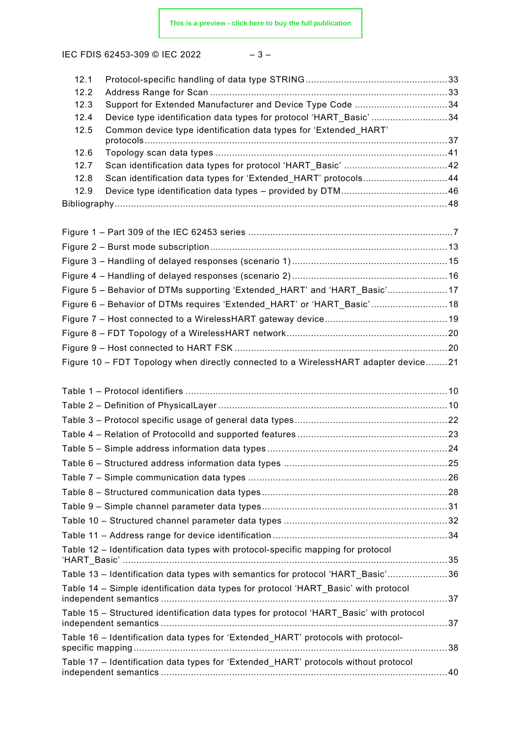12.1 Protocol-specific handling of data type STRING ....................................................33
12.2 Address Range for Scan ......................................................................................33
12.3 Support for Extended Manufacturer and Device Type Code ..................................34
12.4 Device type identification data types for protocol 'HART_Basic' ............................34
12.5 Common device type identification data types for 'Extended_HART' protocols ..............................................................................................................37
12.6 Topology scan data types .....................................................................................41
12.7 Scan identification data types for protocol 'HART_Basic' ......................................42
12.8 Scan identification data types for 'Extended_HART' protocols...............................44
12.9 Device type identification data types – provided by DTM.......................................46

Bibliography..........................................................................................................................48

Figure 1 – Part 309 of the IEC 62453 series ...........................................................................7
Figure 2 – Burst mode subscription.......................................................................................13
Figure 3 – Handling of delayed responses (scenario 1).........................................................15
Figure 4 – Handling of delayed responses (scenario 2).........................................................16
Figure 5 – Behavior of DTMs supporting 'Extended_HART' and 'HART_Basic'......................17
Figure 6 – Behavior of DTMs requires 'Extended_HART' or 'HART_Basic'............................18
Figure 7 – Host connected to a WirelessHART gateway device.............................................19
Figure 8 – FDT Topology of a WirelessHART network...........................................................20
Figure 9 – Host connected to HART FSK ..............................................................................20
Figure 10 – FDT Topology when directly connected to a WirelessHART adapter device........21

Table 1 – Protocol identifiers ................................................................................................10
Table 2 – Definition of PhysicalLayer....................................................................................10
Table 3 – Protocol specific usage of general data types........................................................22
Table 4 – Relation of ProtocolId and supported features .......................................................23
Table 5 – Simple address information data types..................................................................24
Table 6 – Structured address information data types ............................................................25
Table 7 – Simple communication data types .........................................................................26
Table 8 – Structured communication data types....................................................................28
Table 9 – Simple channel parameter data types....................................................................31
Table 10 – Structured channel parameter data types ............................................................32
Table 11 – Address range for device identification ................................................................34
Table 12 – Identification data types with protocol-specific mapping for protocol 'HART_Basic' ........................................................................................................................35
Table 13 – Identification data types with semantics for protocol 'HART_Basic'......................36
Table 14 – Simple identification data types for protocol 'HART_Basic' with protocol independent semantics .........................................................................................................37
Table 15 – Structured identification data types for protocol 'HART_Basic' with protocol independent semantics .........................................................................................................37
Table 16 – Identification data types for 'Extended_HART' protocols with protocol-specific mapping..................................................................................................................38
Table 17 – Identification data types for 'Extended_HART' protocols without protocol independent semantics .........................................................................................................40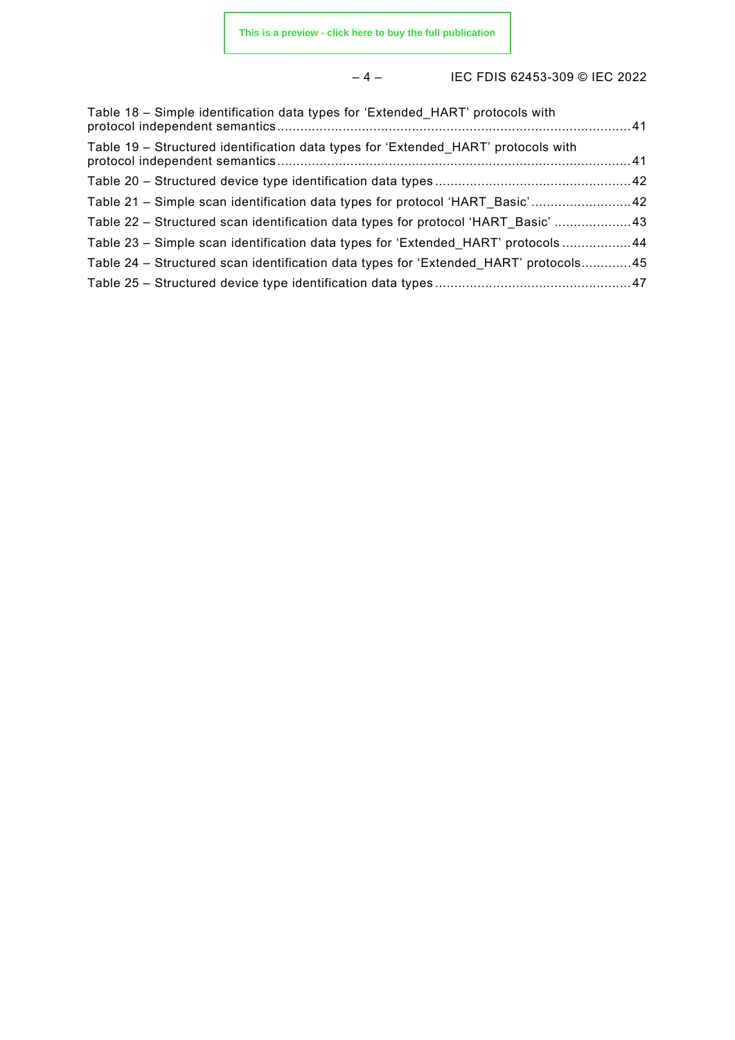Table 18 – Simple identification data types for 'Extended_HART' protocols with protocol independent semantics ........ 41

Table 19 – Structured identification data types for 'Extended_HART' protocols with protocol independent semantics ........ 41

Table 20 – Structured device type identification data types ........ 42

Table 21 – Simple scan identification data types for protocol 'HART_Basic' ........ 42

Table 22 – Structured scan identification data types for protocol 'HART_Basic' ........ 43

Table 23 – Simple scan identification data types for 'Extended_HART' protocols ........ 44

Table 24 – Structured scan identification data types for 'Extended_HART' protocols ........ 45

Table 25 – Structured device type identification data types ........ 47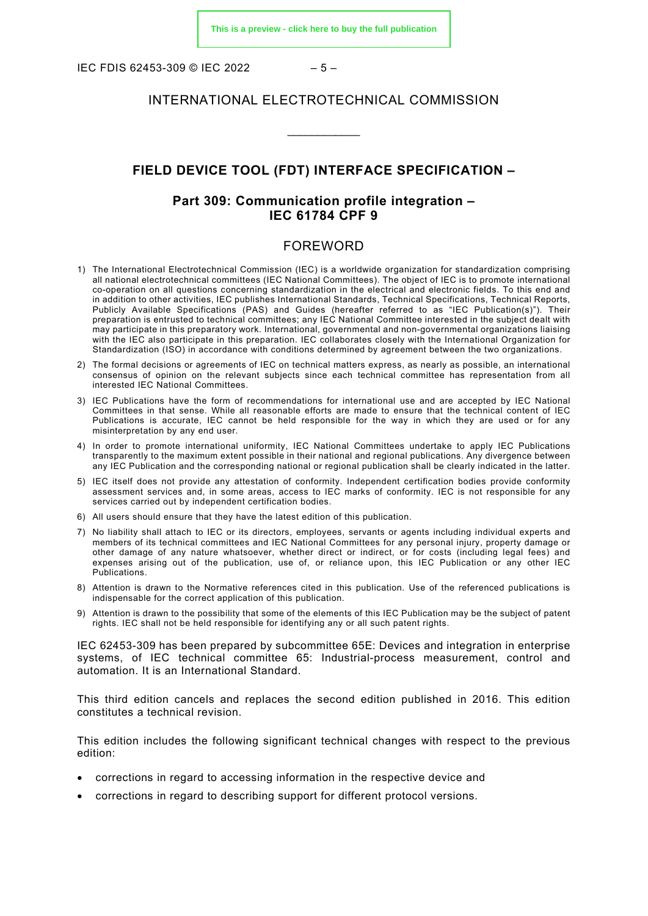# INTERNATIONAL ELECTROTECHNICAL COMMISSION

\_\_\_\_\_\_\_\_\_\_\_\_

## FIELD DEVICE TOOL (FDT) INTERFACE SPECIFICATION –

### Part 309: Communication profile integration – IEC 61784 CPF 9

## FOREWORD

1) The International Electrotechnical Commission (IEC) is a worldwide organization for standardization comprising all national electrotechnical committees (IEC National Committees). The object of IEC is to promote international co-operation on all questions concerning standardization in the electrical and electronic fields. To this end and in addition to other activities, IEC publishes International Standards, Technical Specifications, Technical Reports, Publicly Available Specifications (PAS) and Guides (hereafter referred to as "IEC Publication(s)"). Their preparation is entrusted to technical committees; any IEC National Committee interested in the subject dealt with may participate in this preparatory work. International, governmental and non-governmental organizations liaising with the IEC also participate in this preparation. IEC collaborates closely with the International Organization for Standardization (ISO) in accordance with conditions determined by agreement between the two organizations.
2) The formal decisions or agreements of IEC on technical matters express, as nearly as possible, an international consensus of opinion on the relevant subjects since each technical committee has representation from all interested IEC National Committees.
3) IEC Publications have the form of recommendations for international use and are accepted by IEC National Committees in that sense. While all reasonable efforts are made to ensure that the technical content of IEC Publications is accurate, IEC cannot be held responsible for the way in which they are used or for any misinterpretation by any end user.
4) In order to promote international uniformity, IEC National Committees undertake to apply IEC Publications transparently to the maximum extent possible in their national and regional publications. Any divergence between any IEC Publication and the corresponding national or regional publication shall be clearly indicated in the latter.
5) IEC itself does not provide any attestation of conformity. Independent certification bodies provide conformity assessment services and, in some areas, access to IEC marks of conformity. IEC is not responsible for any services carried out by independent certification bodies.
6) All users should ensure that they have the latest edition of this publication.
7) No liability shall attach to IEC or its directors, employees, servants or agents including individual experts and members of its technical committees and IEC National Committees for any personal injury, property damage or other damage of any nature whatsoever, whether direct or indirect, or for costs (including legal fees) and expenses arising out of the publication, use of, or reliance upon, this IEC Publication or any other IEC Publications.
8) Attention is drawn to the Normative references cited in this publication. Use of the referenced publications is indispensable for the correct application of this publication.
9) Attention is drawn to the possibility that some of the elements of this IEC Publication may be the subject of patent rights. IEC shall not be held responsible for identifying any or all such patent rights.

IEC 62453-309 has been prepared by subcommittee 65E: Devices and integration in enterprise systems, of IEC technical committee 65: Industrial-process measurement, control and automation. It is an International Standard.

This third edition cancels and replaces the second edition published in 2016. This edition constitutes a technical revision.

This edition includes the following significant technical changes with respect to the previous edition:

- corrections in regard to accessing information in the respective device and
- corrections in regard to describing support for different protocol versions.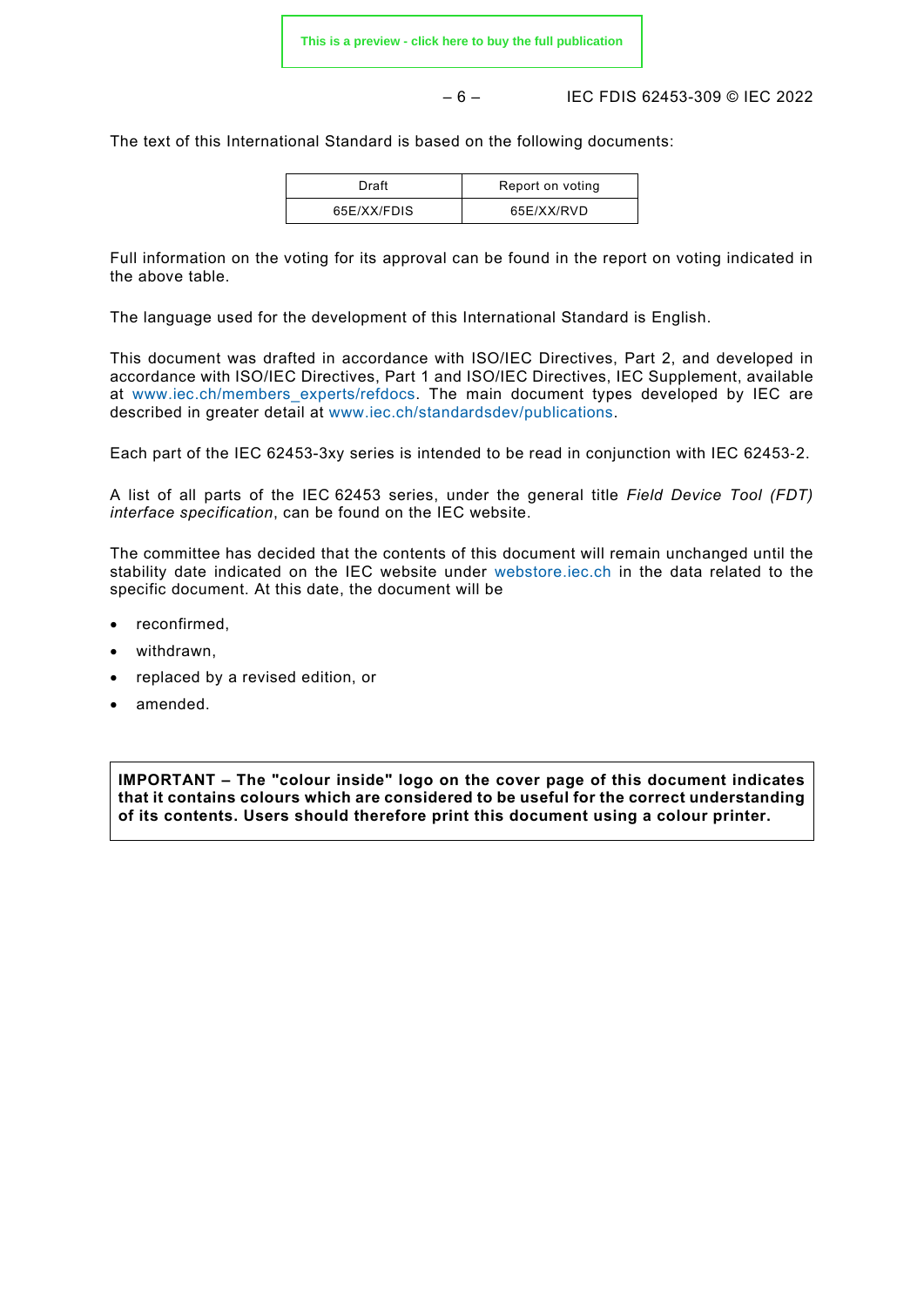The text of this International Standard is based on the following documents:

| Draft | Report on voting |
|---|---|
| 65E/XX/FDIS | 65E/XX/RVD |

Full information on the voting for its approval can be found in the report on voting indicated in the above table.

The language used for the development of this International Standard is English.

This document was drafted in accordance with ISO/IEC Directives, Part 2, and developed in accordance with ISO/IEC Directives, Part 1 and ISO/IEC Directives, IEC Supplement, available at www.iec.ch/members_experts/refdocs. The main document types developed by IEC are described in greater detail at www.iec.ch/standardsdev/publications.

Each part of the IEC 62453-3xy series is intended to be read in conjunction with IEC 62453-2.

A list of all parts of the IEC 62453 series, under the general title *Field Device Tool (FDT) interface specification*, can be found on the IEC website.

The committee has decided that the contents of this document will remain unchanged until the stability date indicated on the IEC website under webstore.iec.ch in the data related to the specific document. At this date, the document will be

- reconfirmed,
- withdrawn,
- replaced by a revised edition, or
- amended.

**IMPORTANT – The "colour inside" logo on the cover page of this document indicates that it contains colours which are considered to be useful for the correct understanding of its contents. Users should therefore print this document using a colour printer.**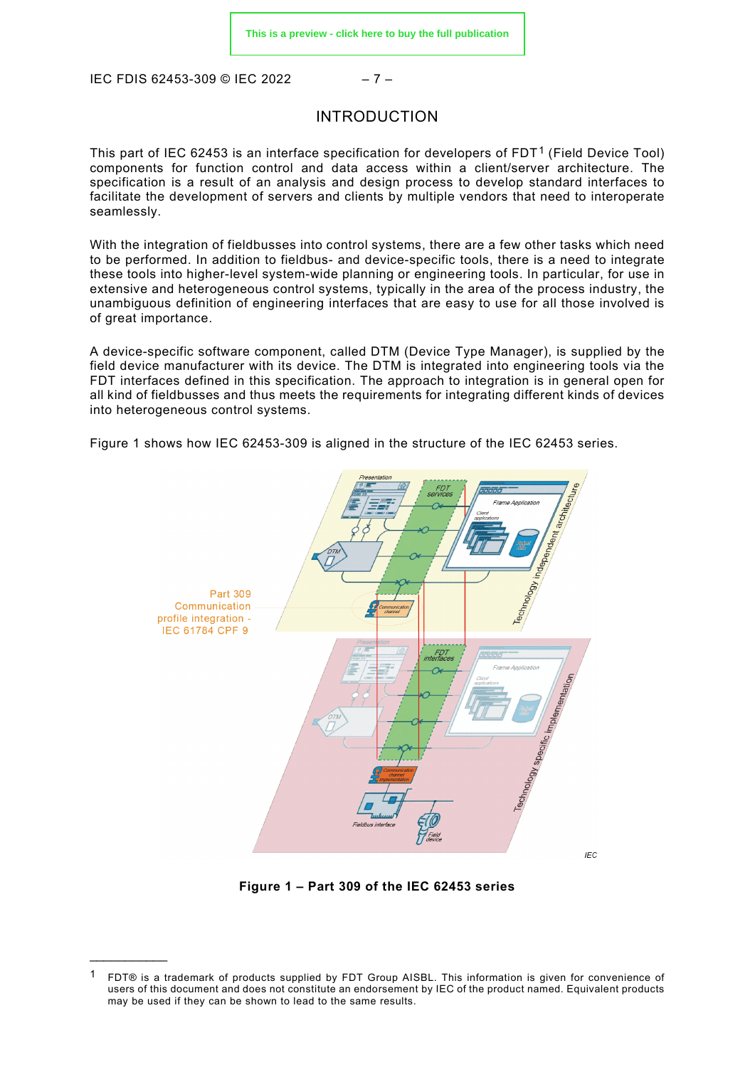# INTRODUCTION

This part of IEC 62453 is an interface specification for developers of FDT[1] (Field Device Tool) components for function control and data access within a client/server architecture. The specification is a result of an analysis and design process to develop standard interfaces to facilitate the development of servers and clients by multiple vendors that need to interoperate seamlessly.

With the integration of fieldbusses into control systems, there are a few other tasks which need to be performed. In addition to fieldbus- and device-specific tools, there is a need to integrate these tools into higher-level system-wide planning or engineering tools. In particular, for use in extensive and heterogeneous control systems, typically in the area of the process industry, the unambiguous definition of engineering interfaces that are easy to use for all those involved is of great importance.

A device-specific software component, called DTM (Device Type Manager), is supplied by the field device manufacturer with its device. The DTM is integrated into engineering tools via the FDT interfaces defined in this specification. The approach to integration is in general open for all kind of fieldbusses and thus meets the requirements for integrating different kinds of devices into heterogeneous control systems.

Figure 1 shows how IEC 62453-309 is aligned in the structure of the IEC 62453 series.

**Figure 1 – Part 309 of the IEC 62453 series**

---

[1] FDT® is a trademark of products supplied by FDT Group AISBL. This information is given for convenience of users of this document and does not constitute an endorsement by IEC of the product named. Equivalent products may be used if they can be shown to lead to the same results.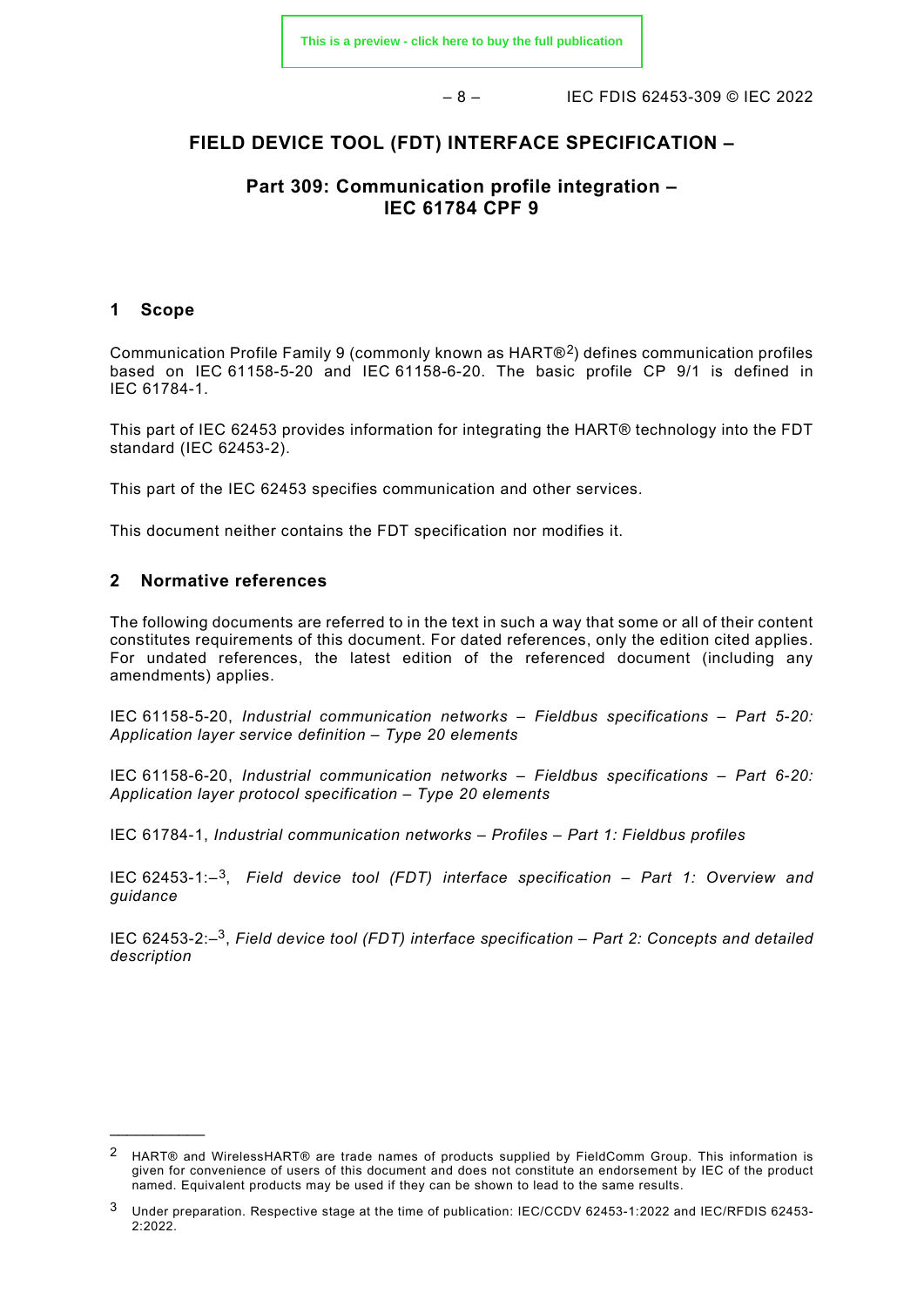# FIELD DEVICE TOOL (FDT) INTERFACE SPECIFICATION –

## Part 309: Communication profile integration – IEC 61784 CPF 9

## 1 Scope

Communication Profile Family 9 (commonly known as HART®[2]) defines communication profiles based on IEC 61158-5-20 and IEC 61158-6-20. The basic profile CP 9/1 is defined in IEC 61784-1.

This part of IEC 62453 provides information for integrating the HART® technology into the FDT standard (IEC 62453-2).

This part of the IEC 62453 specifies communication and other services.

This document neither contains the FDT specification nor modifies it.

## 2 Normative references

The following documents are referred to in the text in such a way that some or all of their content constitutes requirements of this document. For dated references, only the edition cited applies. For undated references, the latest edition of the referenced document (including any amendments) applies.

IEC 61158-5-20, *Industrial communication networks – Fieldbus specifications – Part 5-20: Application layer service definition – Type 20 elements*

IEC 61158-6-20, *Industrial communication networks – Fieldbus specifications – Part 6-20: Application layer protocol specification – Type 20 elements*

IEC 61784-1, *Industrial communication networks – Profiles – Part 1: Fieldbus profiles*

IEC 62453-1:–[3], *Field device tool (FDT) interface specification – Part 1: Overview and guidance*

IEC 62453-2:–[3], *Field device tool (FDT) interface specification – Part 2: Concepts and detailed description*

---

[2] HART® and WirelessHART® are trade names of products supplied by FieldComm Group. This information is given for convenience of users of this document and does not constitute an endorsement by IEC of the product named. Equivalent products may be used if they can be shown to lead to the same results.

[3] Under preparation. Respective stage at the time of publication: IEC/CCDV 62453-1:2022 and IEC/RFDIS 62453-2:2022.